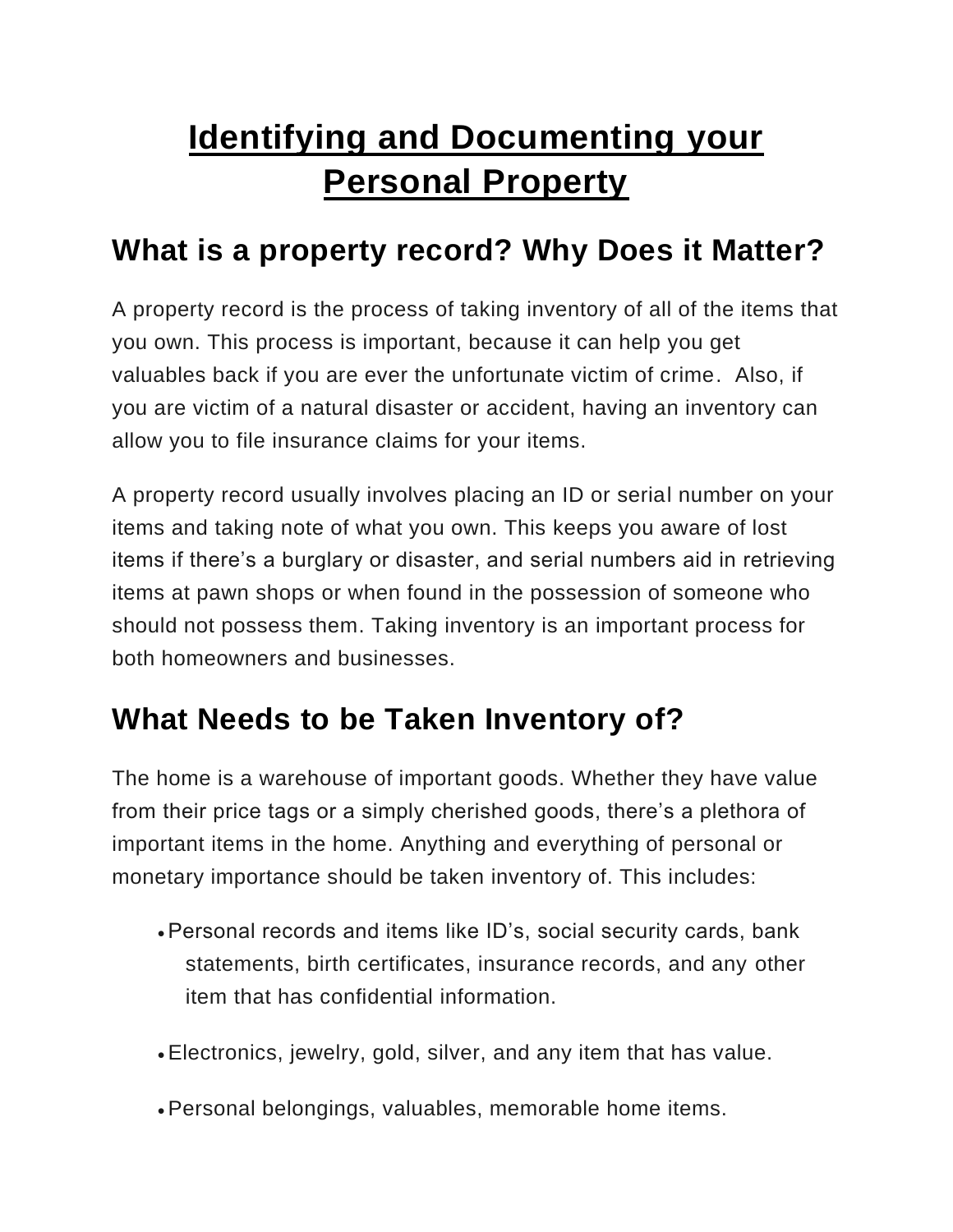# Identifying and Documenting your Personal Property

## What is a property record? Why Does it Matter?

A property record is the process of taking inventory of all of the items that you own. This process is important, because it can help you get valuables back if you are ever the unfortunate victim of crime. Also, if you are victim of a natural disaster or accident, having an inventory can allow you to file insurance claims for your items.

A property record usually involves placing an ID or serial number on your items and taking note of what you own. This keeps you aware of lost items if there's a burglary or disaster, and serial numbers aid in retrieving items at pawn shops or when found in the possession of someone who should not possess them. Taking inventory is an important process for both homeowners and businesses.

## What Needs to be Taken Inventory of?

The home is a warehouse of important goods. Whether they have value from their price tags or a simply cherished goods, there's a plethora of important items in the home. Anything and everything of personal or monetary importance should be taken inventory of. This includes:

- Personal records and items like ID's, social security cards, bank statements, birth certificates, insurance records, and any other item that has confidential information.
- Electronics, jewelry, gold, silver, and any item that has value.
- Personal belongings, valuables, memorable home items.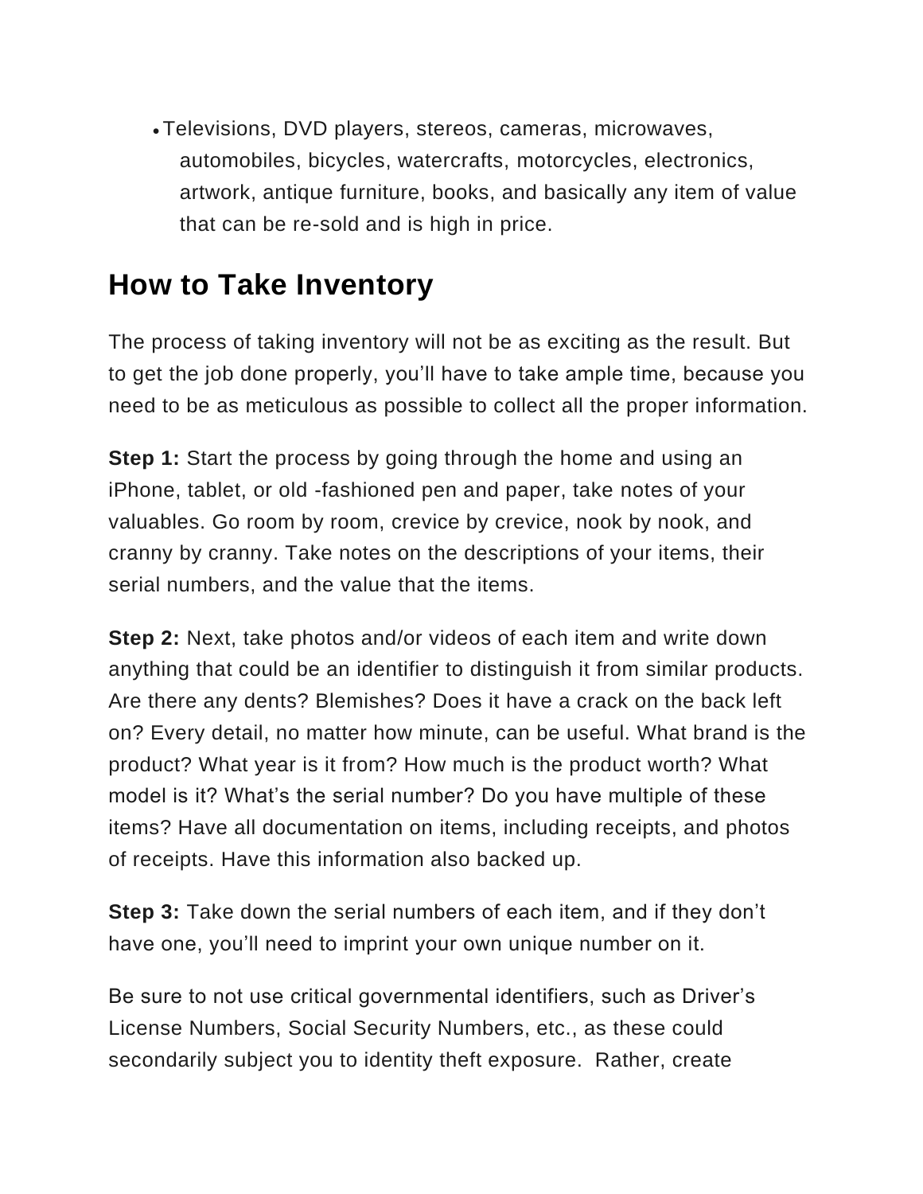- Televisions, DVD players, stereos, cameras, microwaves, automobiles, bicycles, watercrafts, motorcycles, electronics, artwork, antique furniture, books, and basically any item of value that can be re-sold and is high in price.

## How to Take Inventory

The process of taking inventory will not be as exciting as the result. But to get the job done properly, you'll have to take ample time, because you need to be as meticulous as possible to collect all the proper information.

**Step 1:** Start the process by going through the home and using an iPhone, tablet, or old -fashioned pen and paper, take notes of your valuables. Go room by room, crevice by crevice, nook by nook, and cranny by cranny. Take notes on the descriptions of your items, their serial numbers, and the value that the items.

**Step 2:** Next, take photos and/or videos of each item and write down anything that could be an identifier to distinguish it from similar products. Are there any dents? Blemishes? Does it have a crack on the back left on? Every detail, no matter how minute, can be useful. What brand is the product? What year is it from? How much is the product worth? What model is it? What's the serial number? Do you have multiple of these items? Have all documentation on items, including receipts, and photos of receipts. Have this information also backed up.

**Step 3:** Take down the serial numbers of each item, and if they don't have one, you'll need to imprint your own unique number on it.

Be sure to not use critical governmental identifiers, such as Driver's License Numbers, Social Security Numbers, etc., as these could secondarily subject you to identity theft exposure. Rather, create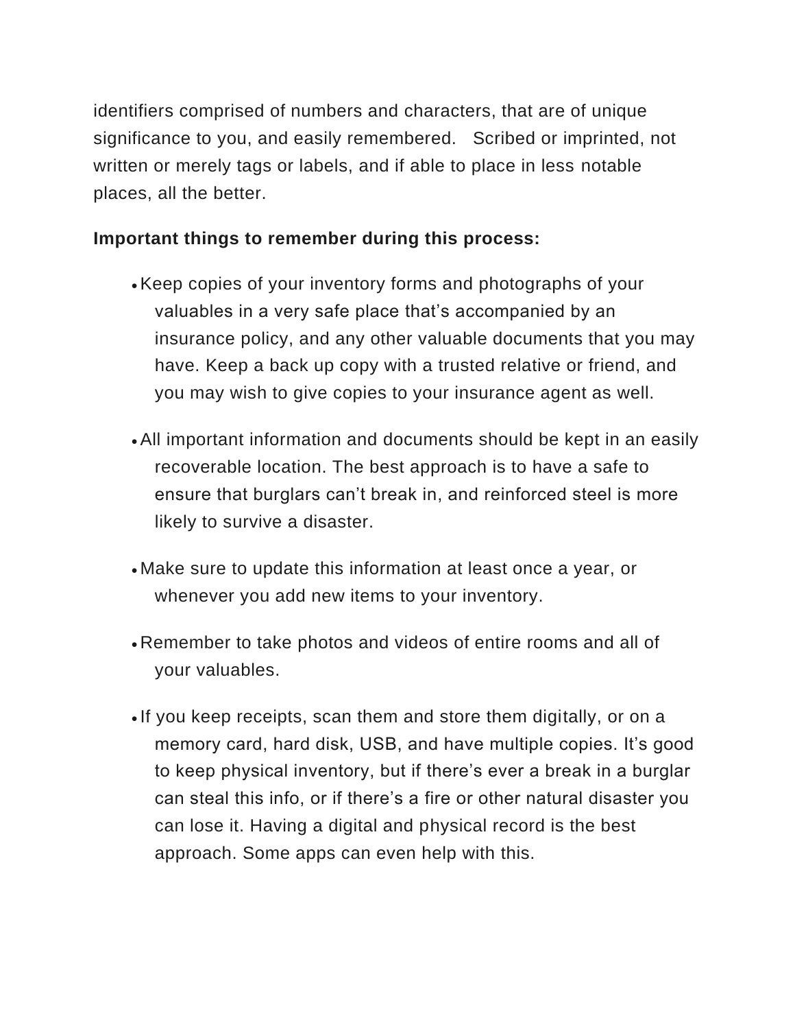identifiers comprised of numbers and characters, that are of unique significance to you, and easily remembered. Scribed or imprinted, not written or merely tags or labels, and if able to place in less notable places, all the better.

**Important things to remember during this process:**

- Keep copies of your inventory forms and photographs of your valuables in a very safe place that's accompanied by an insurance policy, and any other valuable documents that you may have. Keep a back up copy with a trusted relative or friend, and you may wish to give copies to your insurance agent as well.
- All important information and documents should be kept in an easily recoverable location. The best approach is to have a safe to ensure that burglars can't break in, and reinforced steel is more likely to survive a disaster.
- Make sure to update this information at least once a year, or whenever you add new items to your inventory.
- Remember to take photos and videos of entire rooms and all of your valuables.
- If you keep receipts, scan them and store them digitally, or on a memory card, hard disk, USB, and have multiple copies. It's good to keep physical inventory, but if there's ever a break in a burglar can steal this info, or if there's a fire or other natural disaster you can lose it. Having a digital and physical record is the best approach. Some apps can even help with this.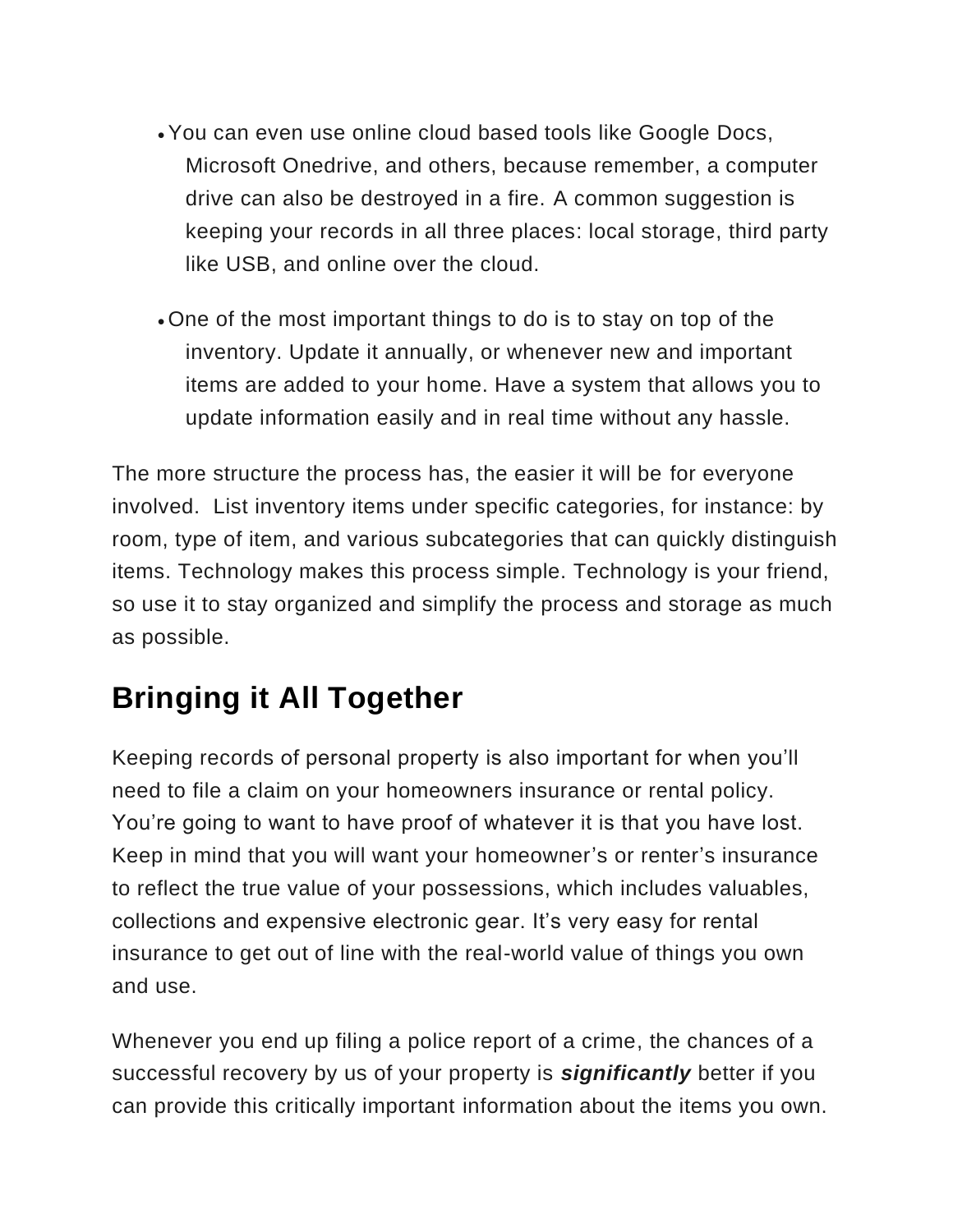- You can even use online cloud based tools like Google Docs, Microsoft Onedrive, and others, because remember, a computer drive can also be destroyed in a fire. A common suggestion is keeping your records in all three places: local storage, third party like USB, and online over the cloud.

- One of the most important things to do is to stay on top of the inventory. Update it annually, or whenever new and important items are added to your home. Have a system that allows you to update information easily and in real time without any hassle.

The more structure the process has, the easier it will be for everyone involved. List inventory items under specific categories, for instance: by room, type of item, and various subcategories that can quickly distinguish items. Technology makes this process simple. Technology is your friend, so use it to stay organized and simplify the process and storage as much as possible.

## Bringing it All Together

Keeping records of personal property is also important for when you'll need to file a claim on your homeowners insurance or rental policy. You're going to want to have proof of whatever it is that you have lost. Keep in mind that you will want your homeowner's or renter's insurance to reflect the true value of your possessions, which includes valuables, collections and expensive electronic gear. It's very easy for rental insurance to get out of line with the real-world value of things you own and use.

Whenever you end up filing a police report of a crime, the chances of a successful recovery by us of your property is ***significantly*** better if you can provide this critically important information about the items you own.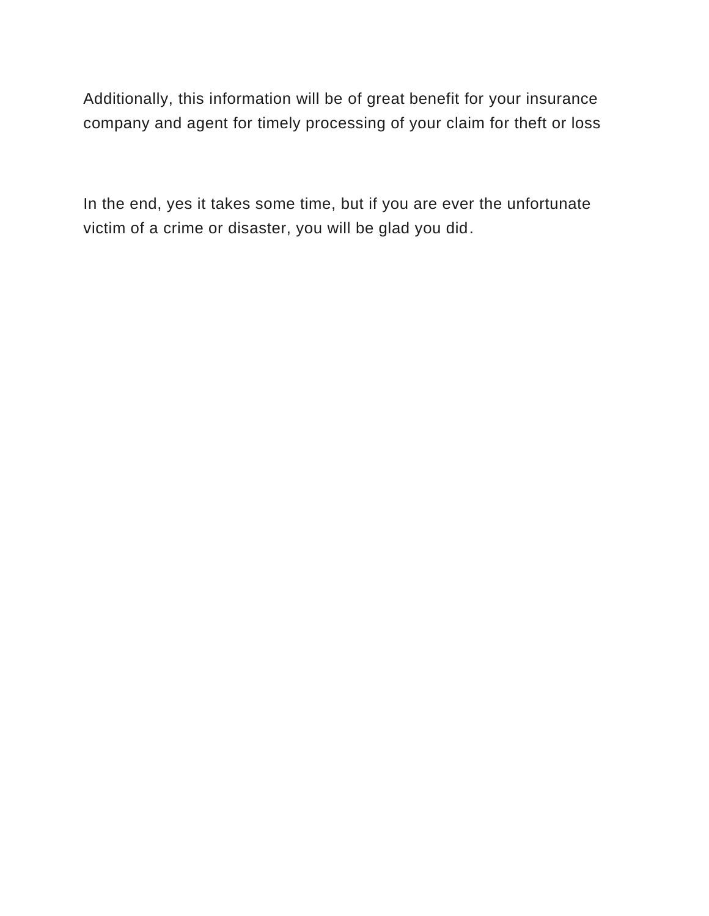Additionally, this information will be of great benefit for your insurance company and agent for timely processing of your claim for theft or loss

In the end, yes it takes some time, but if you are ever the unfortunate victim of a crime or disaster, you will be glad you did.